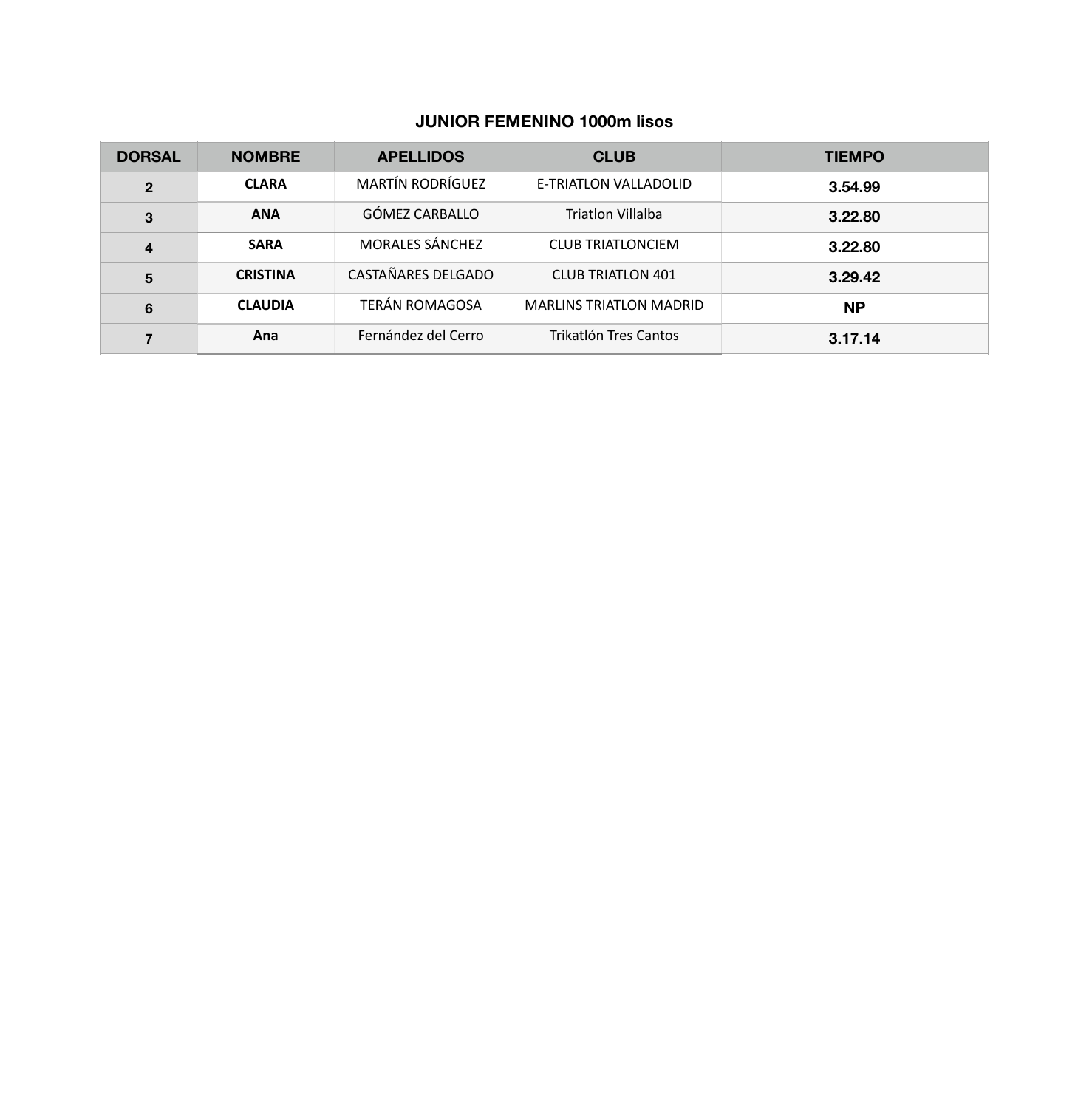## JUNIOR FEMENINO 1000m lisos

| DORSAL | NOMBRE | APELLIDOS | CLUB | TIEMPO |
|---|---|---|---|---|
| 2 | **CLARA** | MARTÍN RODRÍGUEZ | E-TRIATLON VALLADOLID | **3.54.99** |
| 3 | **ANA** | GÓMEZ CARBALLO | Triatlon Villalba | **3.22.80** |
| 4 | **SARA** | MORALES SÁNCHEZ | CLUB TRIATLONCIEM | **3.22.80** |
| 5 | **CRISTINA** | CASTAÑARES DELGADO | CLUB TRIATLON 401 | **3.29.42** |
| 6 | **CLAUDIA** | TERÁN ROMAGOSA | MARLINS TRIATLON MADRID | **NP** |
| 7 | **Ana** | Fernández del Cerro | Trikatlón Tres Cantos | **3.17.14** |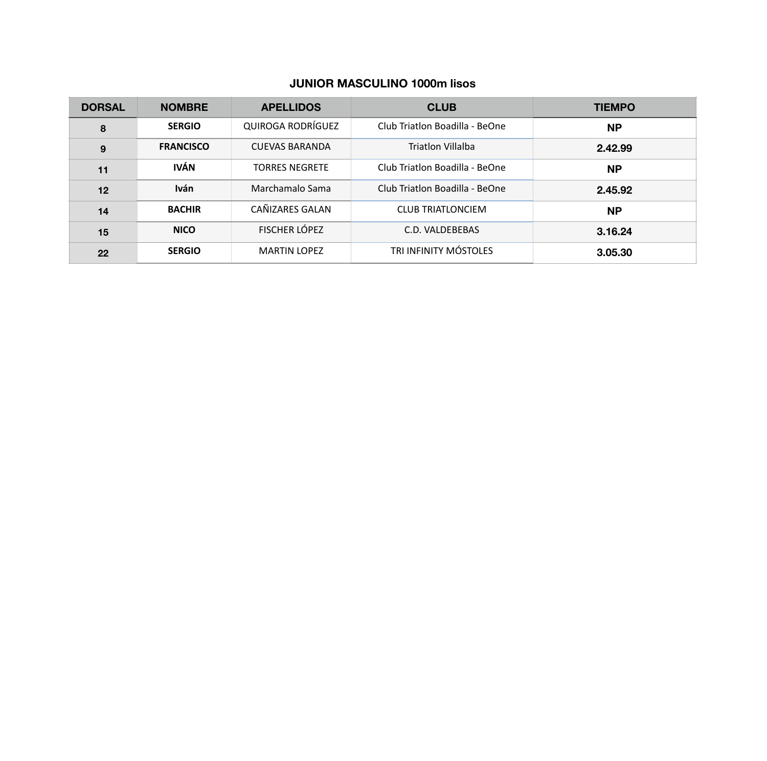## JUNIOR MASCULINO 1000m lisos

| DORSAL | NOMBRE | APELLIDOS | CLUB | TIEMPO |
|---|---|---|---|---|
| 8 | **SERGIO** | QUIROGA RODRÍGUEZ | Club Triatlon Boadilla - BeOne | **NP** |
| 9 | **FRANCISCO** | CUEVAS BARANDA | Triatlon Villalba | **2.42.99** |
| 11 | **IVÁN** | TORRES NEGRETE | Club Triatlon Boadilla - BeOne | **NP** |
| 12 | **Iván** | Marchamalo Sama | Club Triatlon Boadilla - BeOne | **2.45.92** |
| 14 | **BACHIR** | CAÑIZARES GALAN | CLUB TRIATLONCIEM | **NP** |
| 15 | **NICO** | FISCHER LÓPEZ | C.D. VALDEBEBAS | **3.16.24** |
| 22 | **SERGIO** | MARTIN LOPEZ | TRI INFINITY MÓSTOLES | **3.05.30** |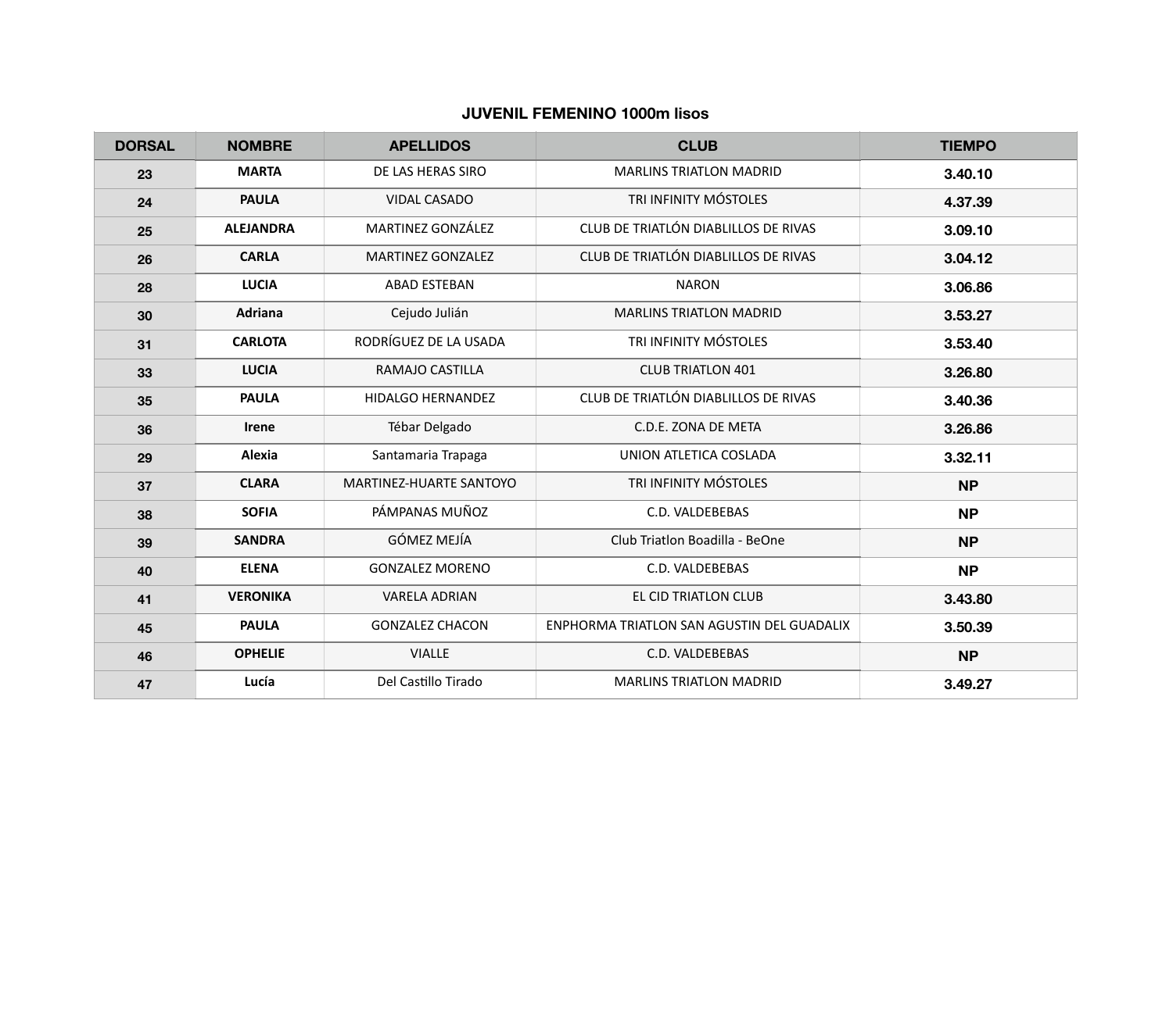## JUVENIL FEMENINO 1000m lisos

| DORSAL | NOMBRE | APELLIDOS | CLUB | TIEMPO |
|---|---|---|---|---|
| 23 | MARTA | DE LAS HERAS SIRO | MARLINS TRIATLON MADRID | 3.40.10 |
| 24 | PAULA | VIDAL CASADO | TRI INFINITY MÓSTOLES | 4.37.39 |
| 25 | ALEJANDRA | MARTINEZ GONZÁLEZ | CLUB DE TRIATLÓN DIABLILLOS DE RIVAS | 3.09.10 |
| 26 | CARLA | MARTINEZ GONZALEZ | CLUB DE TRIATLÓN DIABLILLOS DE RIVAS | 3.04.12 |
| 28 | LUCIA | ABAD ESTEBAN | NARON | 3.06.86 |
| 30 | Adriana | Cejudo Julián | MARLINS TRIATLON MADRID | 3.53.27 |
| 31 | CARLOTA | RODRÍGUEZ DE LA USADA | TRI INFINITY MÓSTOLES | 3.53.40 |
| 33 | LUCIA | RAMAJO CASTILLA | CLUB TRIATLON 401 | 3.26.80 |
| 35 | PAULA | HIDALGO HERNANDEZ | CLUB DE TRIATLÓN DIABLILLOS DE RIVAS | 3.40.36 |
| 36 | Irene | Tébar Delgado | C.D.E. ZONA DE META | 3.26.86 |
| 29 | Alexia | Santamaria Trapaga | UNION ATLETICA COSLADA | 3.32.11 |
| 37 | CLARA | MARTINEZ-HUARTE SANTOYO | TRI INFINITY MÓSTOLES | NP |
| 38 | SOFIA | PÁMPANAS MUÑOZ | C.D. VALDEBEBAS | NP |
| 39 | SANDRA | GÓMEZ MEJÍA | Club Triatlon Boadilla - BeOne | NP |
| 40 | ELENA | GONZALEZ MORENO | C.D. VALDEBEBAS | NP |
| 41 | VERONIKA | VARELA ADRIAN | EL CID TRIATLON CLUB | 3.43.80 |
| 45 | PAULA | GONZALEZ CHACON | ENPHORMA TRIATLON SAN AGUSTIN DEL GUADALIX | 3.50.39 |
| 46 | OPHELIE | VIALLE | C.D. VALDEBEBAS | NP |
| 47 | Lucía | Del Castillo Tirado | MARLINS TRIATLON MADRID | 3.49.27 |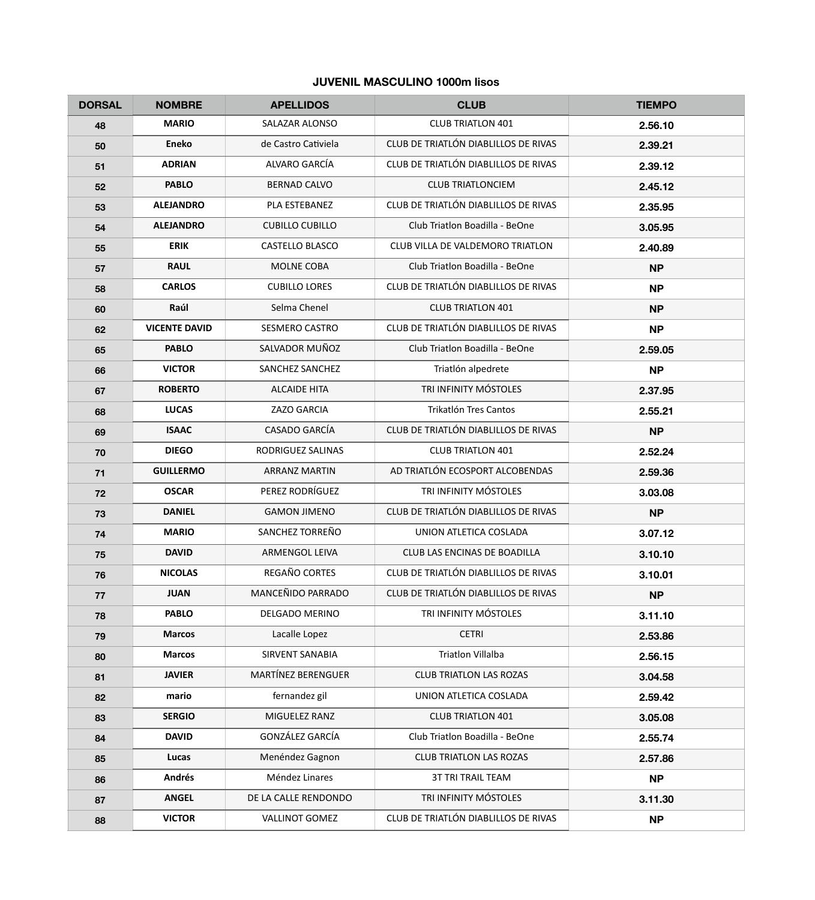### JUVENIL MASCULINO 1000m lisos

| DORSAL | NOMBRE | APELLIDOS | CLUB | TIEMPO |
|---|---|---|---|---|
| 48 | MARIO | SALAZAR ALONSO | CLUB TRIATLON 401 | 2.56.10 |
| 50 | Eneko | de Castro Cativiela | CLUB DE TRIATLÓN DIABLILLOS DE RIVAS | 2.39.21 |
| 51 | ADRIAN | ALVARO GARCÍA | CLUB DE TRIATLÓN DIABLILLOS DE RIVAS | 2.39.12 |
| 52 | PABLO | BERNAD CALVO | CLUB TRIATLONCIEM | 2.45.12 |
| 53 | ALEJANDRO | PLA ESTEBANEZ | CLUB DE TRIATLÓN DIABLILLOS DE RIVAS | 2.35.95 |
| 54 | ALEJANDRO | CUBILLO CUBILLO | Club Triatlon Boadilla - BeOne | 3.05.95 |
| 55 | ERIK | CASTELLO BLASCO | CLUB VILLA DE VALDEMORO TRIATLON | 2.40.89 |
| 57 | RAUL | MOLNE COBA | Club Triatlon Boadilla - BeOne | NP |
| 58 | CARLOS | CUBILLO LORES | CLUB DE TRIATLÓN DIABLILLOS DE RIVAS | NP |
| 60 | Raúl | Selma Chenel | CLUB TRIATLON 401 | NP |
| 62 | VICENTE DAVID | SESMERO CASTRO | CLUB DE TRIATLÓN DIABLILLOS DE RIVAS | NP |
| 65 | PABLO | SALVADOR MUÑOZ | Club Triatlon Boadilla - BeOne | 2.59.05 |
| 66 | VICTOR | SANCHEZ SANCHEZ | Triatlón alpedrete | NP |
| 67 | ROBERTO | ALCAIDE HITA | TRI INFINITY MÓSTOLES | 2.37.95 |
| 68 | LUCAS | ZAZO GARCIA | Trikatlón Tres Cantos | 2.55.21 |
| 69 | ISAAC | CASADO GARCÍA | CLUB DE TRIATLÓN DIABLILLOS DE RIVAS | NP |
| 70 | DIEGO | RODRIGUEZ SALINAS | CLUB TRIATLON 401 | 2.52.24 |
| 71 | GUILLERMO | ARRANZ MARTIN | AD TRIATLÓN ECOSPORT ALCOBENDAS | 2.59.36 |
| 72 | OSCAR | PEREZ RODRÍGUEZ | TRI INFINITY MÓSTOLES | 3.03.08 |
| 73 | DANIEL | GAMON JIMENO | CLUB DE TRIATLÓN DIABLILLOS DE RIVAS | NP |
| 74 | MARIO | SANCHEZ TORREÑO | UNION ATLETICA COSLADA | 3.07.12 |
| 75 | DAVID | ARMENGOL LEIVA | CLUB LAS ENCINAS DE BOADILLA | 3.10.10 |
| 76 | NICOLAS | REGAÑO CORTES | CLUB DE TRIATLÓN DIABLILLOS DE RIVAS | 3.10.01 |
| 77 | JUAN | MANCEÑIDO PARRADO | CLUB DE TRIATLÓN DIABLILLOS DE RIVAS | NP |
| 78 | PABLO | DELGADO MERINO | TRI INFINITY MÓSTOLES | 3.11.10 |
| 79 | Marcos | Lacalle Lopez | CETRI | 2.53.86 |
| 80 | Marcos | SIRVENT SANABIA | Triatlon Villalba | 2.56.15 |
| 81 | JAVIER | MARTÍNEZ BERENGUER | CLUB TRIATLON LAS ROZAS | 3.04.58 |
| 82 | mario | fernandez gil | UNION ATLETICA COSLADA | 2.59.42 |
| 83 | SERGIO | MIGUELEZ RANZ | CLUB TRIATLON 401 | 3.05.08 |
| 84 | DAVID | GONZÁLEZ GARCÍA | Club Triatlon Boadilla - BeOne | 2.55.74 |
| 85 | Lucas | Menéndez Gagnon | CLUB TRIATLON LAS ROZAS | 2.57.86 |
| 86 | Andrés | Méndez Linares | 3T TRI TRAIL TEAM | NP |
| 87 | ANGEL | DE LA CALLE RENDONDO | TRI INFINITY MÓSTOLES | 3.11.30 |
| 88 | VICTOR | VALLINOT GOMEZ | CLUB DE TRIATLÓN DIABLILLOS DE RIVAS | NP |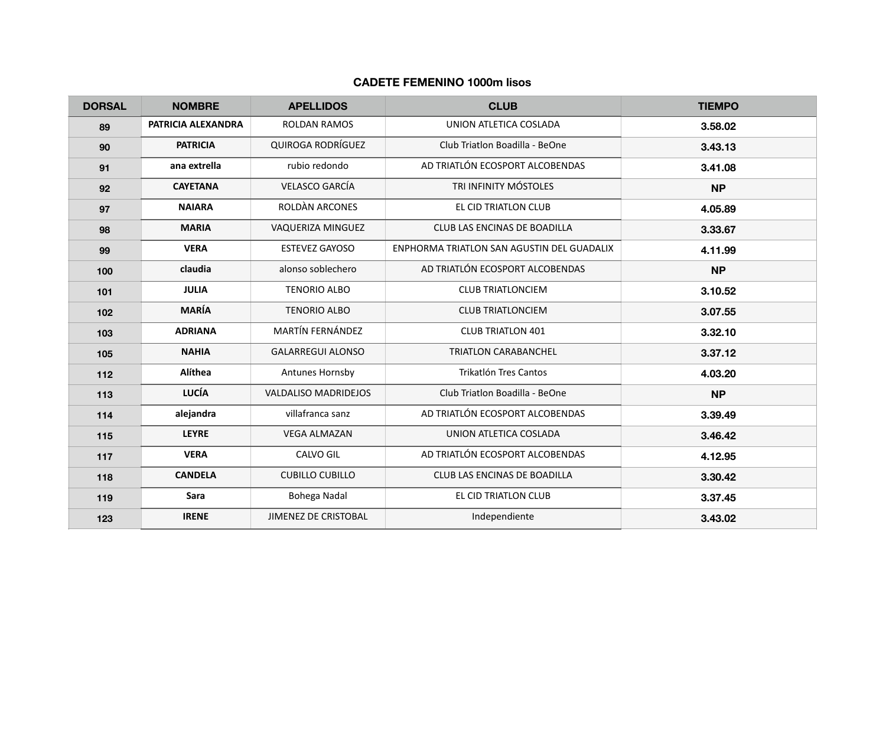## CADETE FEMENINO 1000m lisos

| DORSAL | NOMBRE | APELLIDOS | CLUB | TIEMPO |
|---|---|---|---|---|
| 89 | **PATRICIA ALEXANDRA** | ROLDAN RAMOS | UNION ATLETICA COSLADA | **3.58.02** |
| 90 | **PATRICIA** | QUIROGA RODRÍGUEZ | Club Triatlon Boadilla - BeOne | **3.43.13** |
| 91 | **ana extrella** | rubio redondo | AD TRIATLÓN ECOSPORT ALCOBENDAS | **3.41.08** |
| 92 | **CAYETANA** | VELASCO GARCÍA | TRI INFINITY MÓSTOLES | **NP** |
| 97 | **NAIARA** | ROLDÀN ARCONES | EL CID TRIATLON CLUB | **4.05.89** |
| 98 | **MARIA** | VAQUERIZA MINGUEZ | CLUB LAS ENCINAS DE BOADILLA | **3.33.67** |
| 99 | **VERA** | ESTEVEZ GAYOSO | ENPHORMA TRIATLON SAN AGUSTIN DEL GUADALIX | **4.11.99** |
| 100 | **claudia** | alonso soblechero | AD TRIATLÓN ECOSPORT ALCOBENDAS | **NP** |
| 101 | **JULIA** | TENORIO ALBO | CLUB TRIATLONCIEM | **3.10.52** |
| 102 | **MARÍA** | TENORIO ALBO | CLUB TRIATLONCIEM | **3.07.55** |
| 103 | **ADRIANA** | MARTÍN FERNÁNDEZ | CLUB TRIATLON 401 | **3.32.10** |
| 105 | **NAHIA** | GALARREGUI ALONSO | TRIATLON CARABANCHEL | **3.37.12** |
| 112 | **Alíthea** | Antunes Hornsby | Trikatlón Tres Cantos | **4.03.20** |
| 113 | **LUCÍA** | VALDALISO MADRIDEJOS | Club Triatlon Boadilla - BeOne | **NP** |
| 114 | **alejandra** | villafranca sanz | AD TRIATLÓN ECOSPORT ALCOBENDAS | **3.39.49** |
| 115 | **LEYRE** | VEGA ALMAZAN | UNION ATLETICA COSLADA | **3.46.42** |
| 117 | **VERA** | CALVO GIL | AD TRIATLÓN ECOSPORT ALCOBENDAS | **4.12.95** |
| 118 | **CANDELA** | CUBILLO CUBILLO | CLUB LAS ENCINAS DE BOADILLA | **3.30.42** |
| 119 | **Sara** | Bohega Nadal | EL CID TRIATLON CLUB | **3.37.45** |
| 123 | **IRENE** | JIMENEZ DE CRISTOBAL | Independiente | **3.43.02** |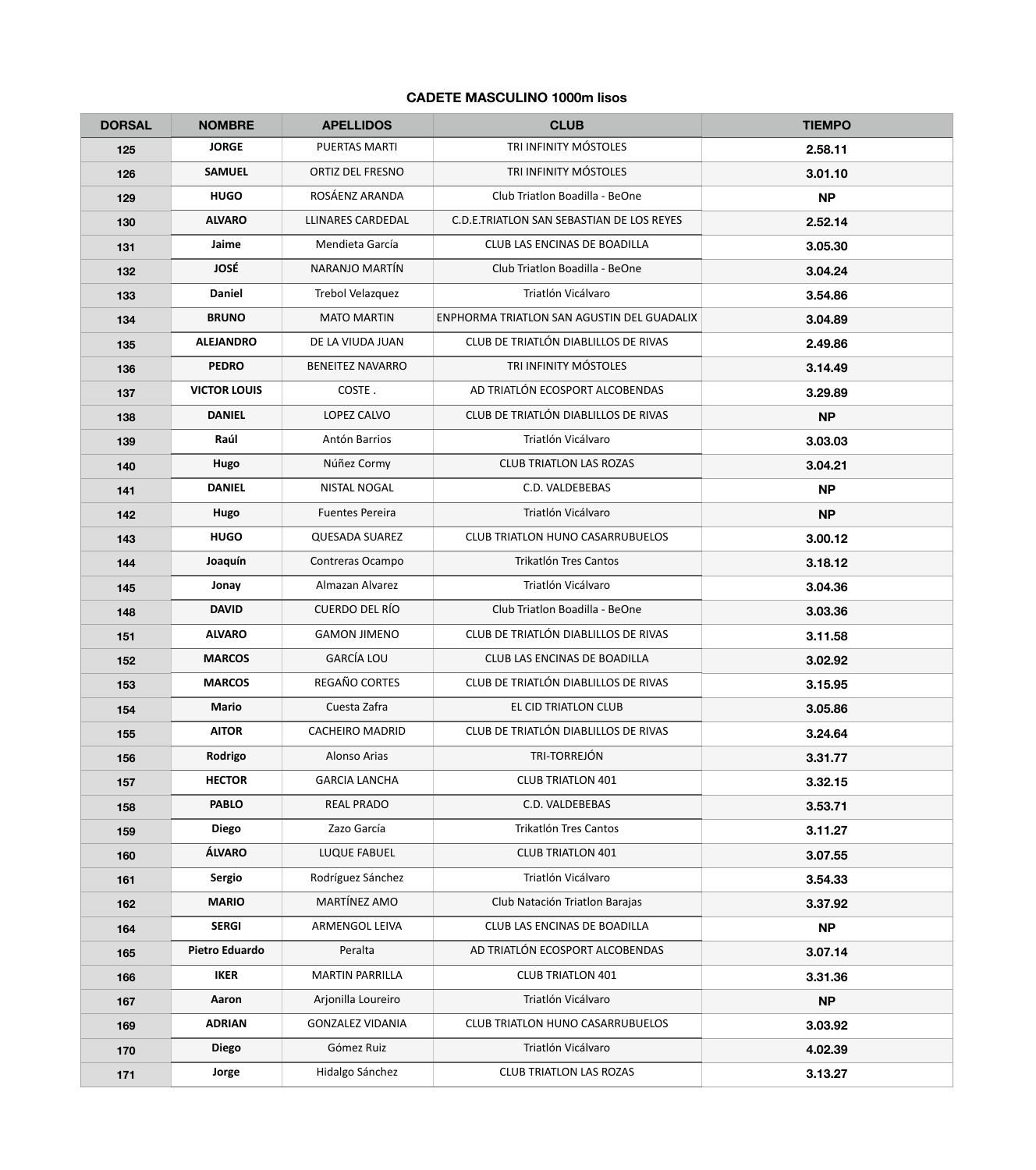### CADETE MASCULINO 1000m lisos

| DORSAL | NOMBRE | APELLIDOS | CLUB | TIEMPO |
| --- | --- | --- | --- | --- |
| 125 | JORGE | PUERTAS MARTI | TRI INFINITY MÓSTOLES | 2.58.11 |
| 126 | SAMUEL | ORTIZ DEL FRESNO | TRI INFINITY MÓSTOLES | 3.01.10 |
| 129 | HUGO | ROSÁENZ ARANDA | Club Triatlon Boadilla - BeOne | NP |
| 130 | ALVARO | LLINARES CARDEDAL | C.D.E.TRIATLON SAN SEBASTIAN DE LOS REYES | 2.52.14 |
| 131 | Jaime | Mendieta García | CLUB LAS ENCINAS DE BOADILLA | 3.05.30 |
| 132 | JOSÉ | NARANJO MARTÍN | Club Triatlon Boadilla - BeOne | 3.04.24 |
| 133 | Daniel | Trebol Velazquez | Triatlón Vicálvaro | 3.54.86 |
| 134 | BRUNO | MATO MARTIN | ENPHORMA TRIATLON SAN AGUSTIN DEL GUADALIX | 3.04.89 |
| 135 | ALEJANDRO | DE LA VIUDA JUAN | CLUB DE TRIATLÓN DIABLILLOS DE RIVAS | 2.49.86 |
| 136 | PEDRO | BENEITEZ NAVARRO | TRI INFINITY MÓSTOLES | 3.14.49 |
| 137 | VICTOR LOUIS | COSTE . | AD TRIATLÓN ECOSPORT ALCOBENDAS | 3.29.89 |
| 138 | DANIEL | LOPEZ CALVO | CLUB DE TRIATLÓN DIABLILLOS DE RIVAS | NP |
| 139 | Raúl | Antón Barrios | Triatlón Vicálvaro | 3.03.03 |
| 140 | Hugo | Núñez Cormy | CLUB TRIATLON LAS ROZAS | 3.04.21 |
| 141 | DANIEL | NISTAL NOGAL | C.D. VALDEBEBAS | NP |
| 142 | Hugo | Fuentes Pereira | Triatlón Vicálvaro | NP |
| 143 | HUGO | QUESADA SUAREZ | CLUB TRIATLON HUNO CASARRUBUELOS | 3.00.12 |
| 144 | Joaquín | Contreras Ocampo | Trikatlón Tres Cantos | 3.18.12 |
| 145 | Jonay | Almazan Alvarez | Triatlón Vicálvaro | 3.04.36 |
| 148 | DAVID | CUERDO DEL RÍO | Club Triatlon Boadilla - BeOne | 3.03.36 |
| 151 | ALVARO | GAMON JIMENO | CLUB DE TRIATLÓN DIABLILLOS DE RIVAS | 3.11.58 |
| 152 | MARCOS | GARCÍA LOU | CLUB LAS ENCINAS DE BOADILLA | 3.02.92 |
| 153 | MARCOS | REGAÑO CORTES | CLUB DE TRIATLÓN DIABLILLOS DE RIVAS | 3.15.95 |
| 154 | Mario | Cuesta Zafra | EL CID TRIATLON CLUB | 3.05.86 |
| 155 | AITOR | CACHEIRO MADRID | CLUB DE TRIATLÓN DIABLILLOS DE RIVAS | 3.24.64 |
| 156 | Rodrigo | Alonso Arias | TRI-TORREJÓN | 3.31.77 |
| 157 | HECTOR | GARCIA LANCHA | CLUB TRIATLON 401 | 3.32.15 |
| 158 | PABLO | REAL PRADO | C.D. VALDEBEBAS | 3.53.71 |
| 159 | Diego | Zazo García | Trikatlón Tres Cantos | 3.11.27 |
| 160 | ÁLVARO | LUQUE FABUEL | CLUB TRIATLON 401 | 3.07.55 |
| 161 | Sergio | Rodríguez Sánchez | Triatlón Vicálvaro | 3.54.33 |
| 162 | MARIO | MARTÍNEZ AMO | Club Natación Triatlon Barajas | 3.37.92 |
| 164 | SERGI | ARMENGOL LEIVA | CLUB LAS ENCINAS DE BOADILLA | NP |
| 165 | Pietro Eduardo | Peralta | AD TRIATLÓN ECOSPORT ALCOBENDAS | 3.07.14 |
| 166 | IKER | MARTIN PARRILLA | CLUB TRIATLON 401 | 3.31.36 |
| 167 | Aaron | Arjonilla Loureiro | Triatlón Vicálvaro | NP |
| 169 | ADRIAN | GONZALEZ VIDANIA | CLUB TRIATLON HUNO CASARRUBUELOS | 3.03.92 |
| 170 | Diego | Gómez Ruiz | Triatlón Vicálvaro | 4.02.39 |
| 171 | Jorge | Hidalgo Sánchez | CLUB TRIATLON LAS ROZAS | 3.13.27 |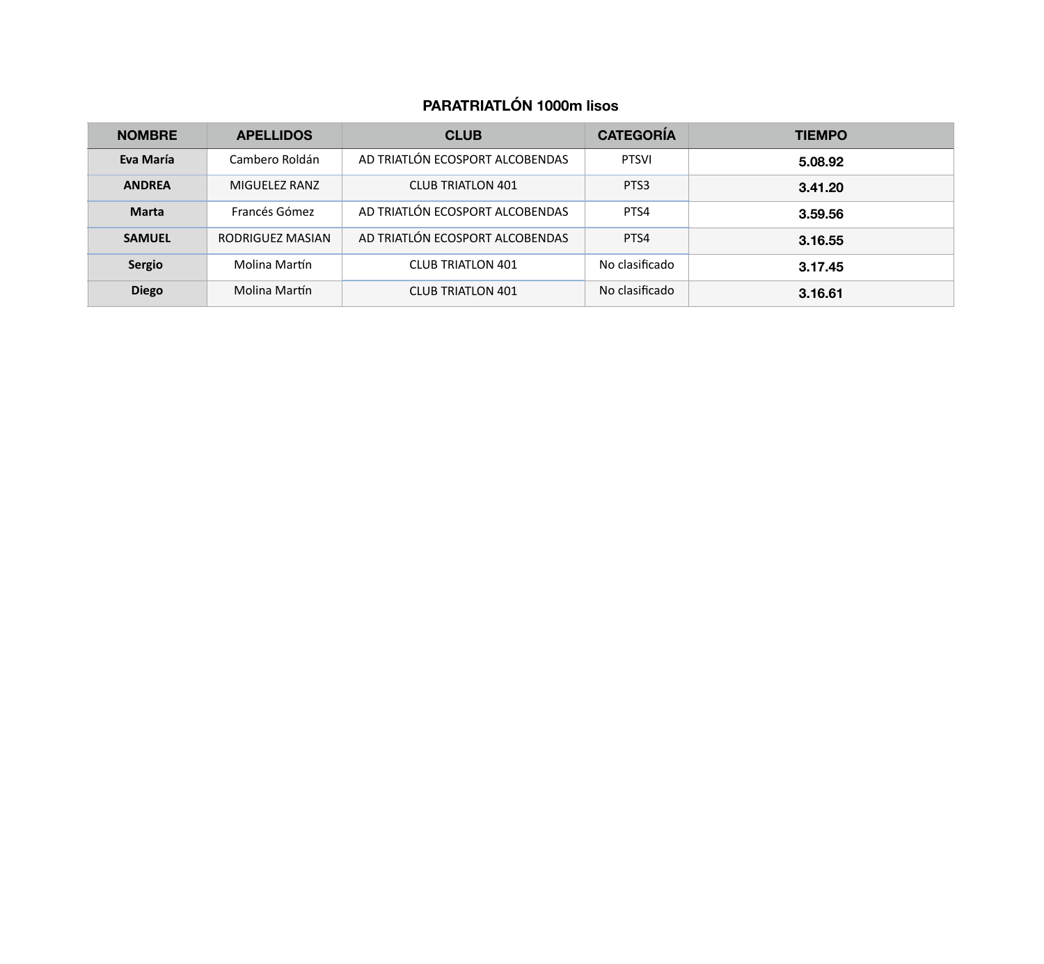## PARATRIATLÓN 1000m lisos

| NOMBRE | APELLIDOS | CLUB | CATEGORÍA | TIEMPO |
| --- | --- | --- | --- | --- |
| **Eva María** | Cambero Roldán | AD TRIATLÓN ECOSPORT ALCOBENDAS | PTSVI | 5.08.92 |
| **ANDREA** | MIGUELEZ RANZ | CLUB TRIATLON 401 | PTS3 | 3.41.20 |
| **Marta** | Francés Gómez | AD TRIATLÓN ECOSPORT ALCOBENDAS | PTS4 | 3.59.56 |
| **SAMUEL** | RODRIGUEZ MASIAN | AD TRIATLÓN ECOSPORT ALCOBENDAS | PTS4 | 3.16.55 |
| **Sergio** | Molina Martín | CLUB TRIATLON 401 | No clasificado | 3.17.45 |
| **Diego** | Molina Martín | CLUB TRIATLON 401 | No clasificado | 3.16.61 |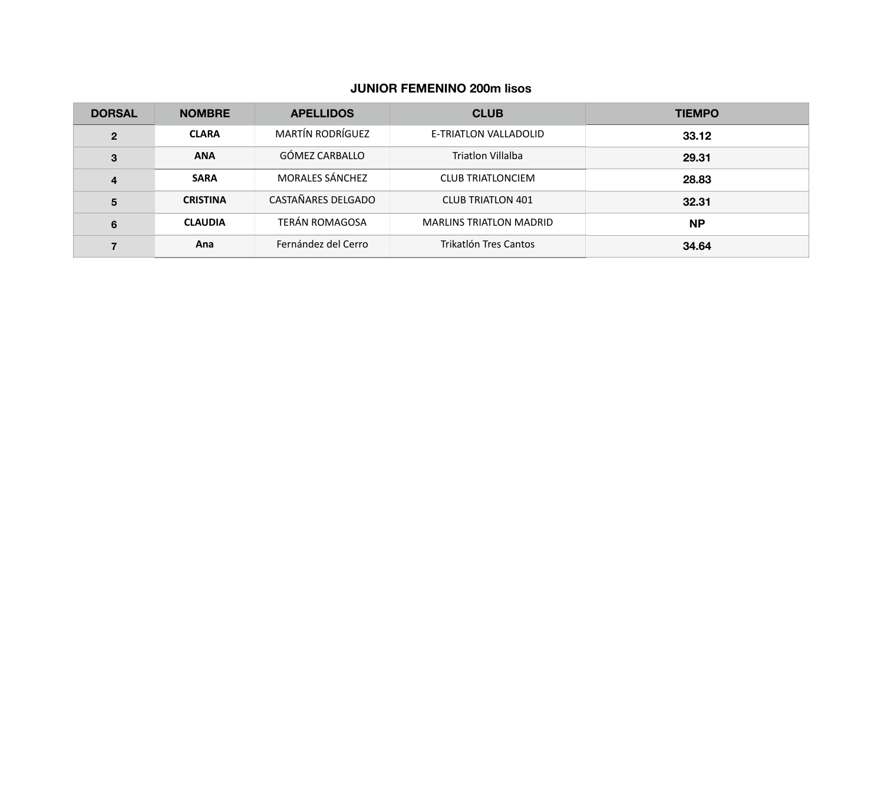### JUNIOR FEMENINO 200m lisos

| DORSAL | NOMBRE | APELLIDOS | CLUB | TIEMPO |
|---|---|---|---|---|
| 2 | CLARA | MARTÍN RODRÍGUEZ | E-TRIATLON VALLADOLID | 33.12 |
| 3 | ANA | GÓMEZ CARBALLO | Triatlon Villalba | 29.31 |
| 4 | SARA | MORALES SÁNCHEZ | CLUB TRIATLONCIEM | 28.83 |
| 5 | CRISTINA | CASTAÑARES DELGADO | CLUB TRIATLON 401 | 32.31 |
| 6 | CLAUDIA | TERÁN ROMAGOSA | MARLINS TRIATLON MADRID | NP |
| 7 | Ana | Fernández del Cerro | Trikatlón Tres Cantos | 34.64 |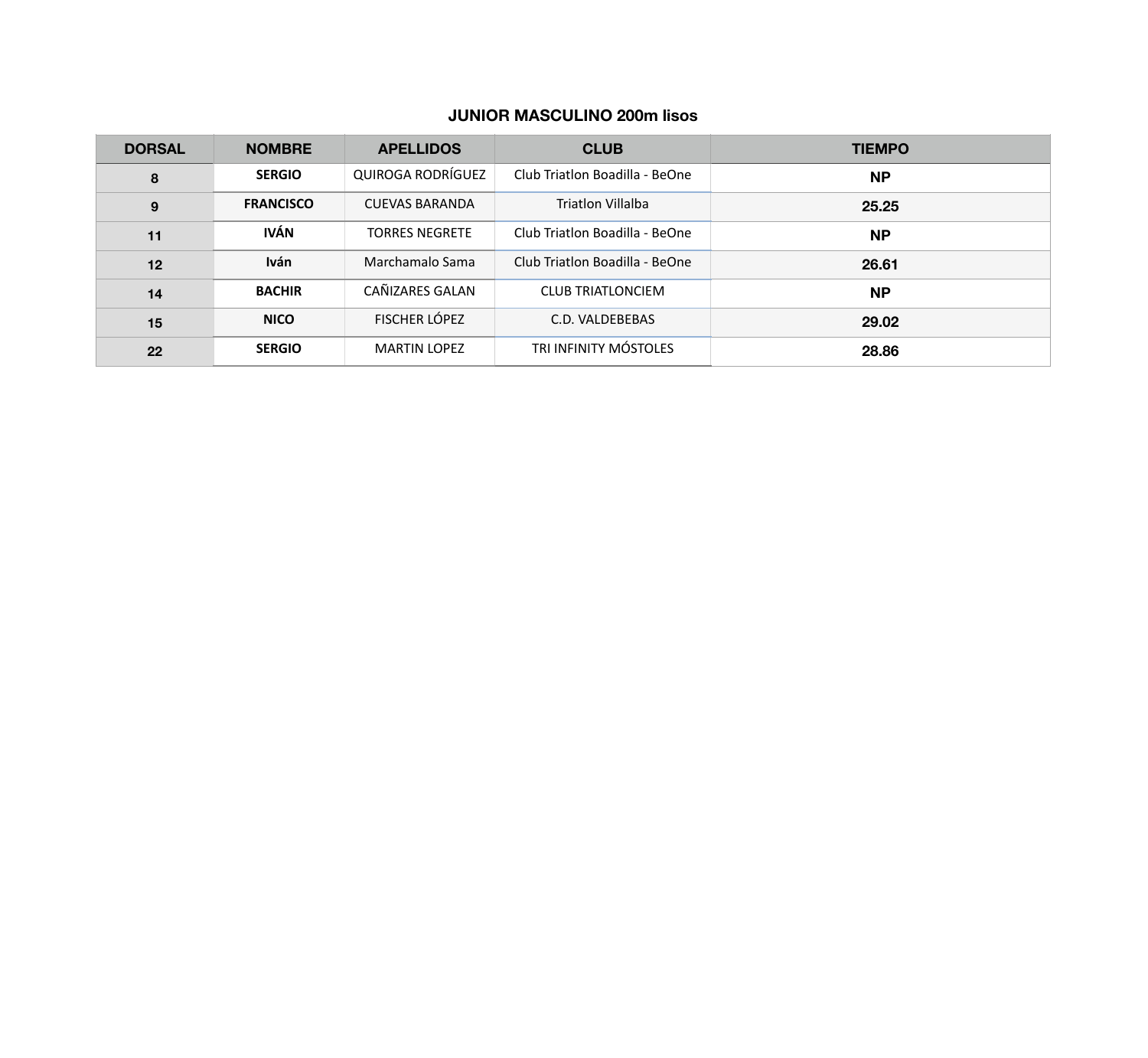### JUNIOR MASCULINO 200m lisos

| DORSAL | NOMBRE | APELLIDOS | CLUB | TIEMPO |
|---|---|---|---|---|
| 8 | **SERGIO** | QUIROGA RODRÍGUEZ | Club Triatlon Boadilla - BeOne | NP |
| 9 | **FRANCISCO** | CUEVAS BARANDA | Triatlon Villalba | 25.25 |
| 11 | **IVÁN** | TORRES NEGRETE | Club Triatlon Boadilla - BeOne | NP |
| 12 | **Iván** | Marchamalo Sama | Club Triatlon Boadilla - BeOne | 26.61 |
| 14 | **BACHIR** | CAÑIZARES GALAN | CLUB TRIATLONCIEM | NP |
| 15 | **NICO** | FISCHER LÓPEZ | C.D. VALDEBEBAS | 29.02 |
| 22 | **SERGIO** | MARTIN LOPEZ | TRI INFINITY MÓSTOLES | 28.86 |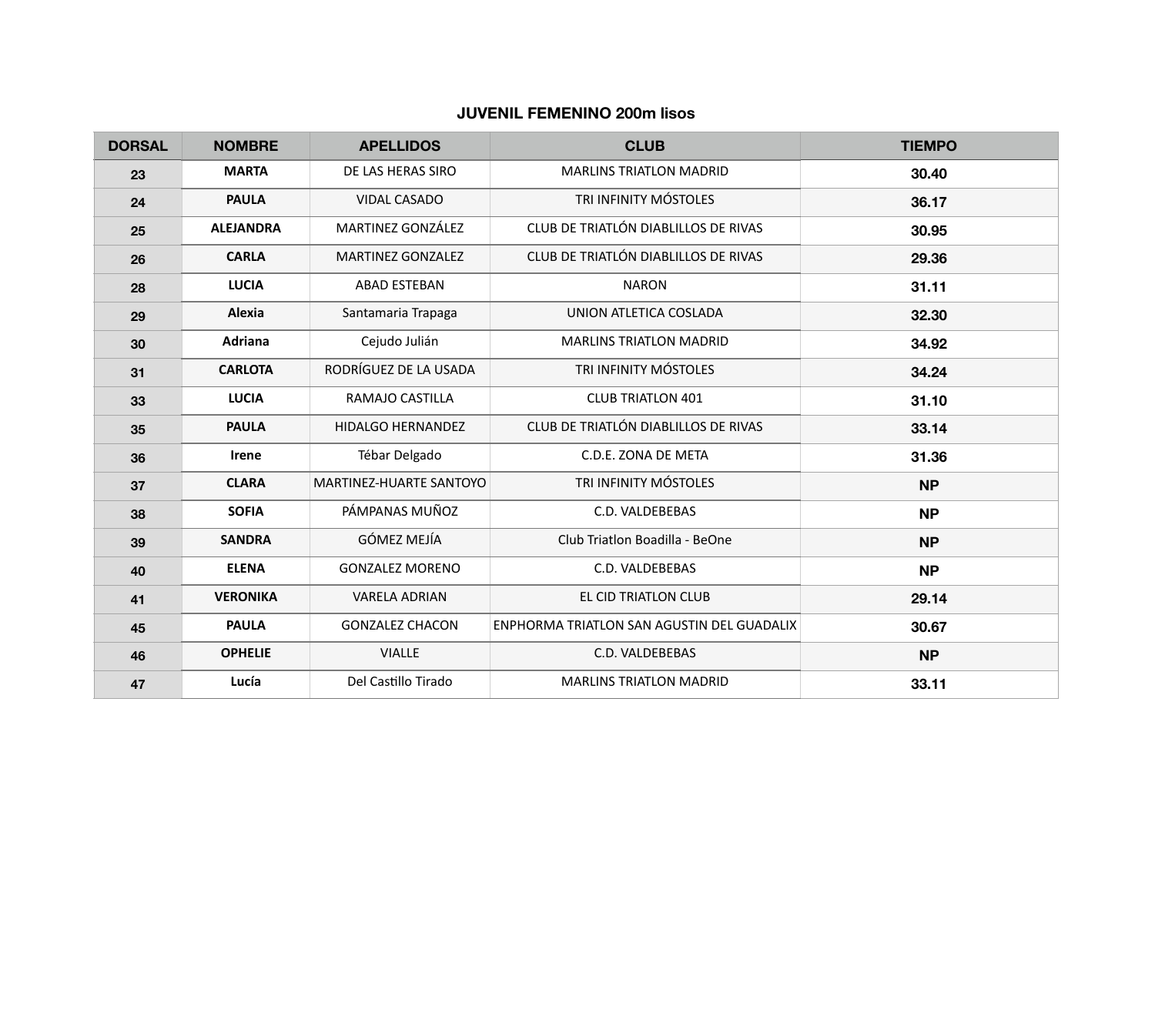### JUVENIL FEMENINO 200m lisos

| DORSAL | NOMBRE | APELLIDOS | CLUB | TIEMPO |
|---|---|---|---|---|
| 23 | **MARTA** | DE LAS HERAS SIRO | MARLINS TRIATLON MADRID | **30.40** |
| 24 | **PAULA** | VIDAL CASADO | TRI INFINITY MÓSTOLES | **36.17** |
| 25 | **ALEJANDRA** | MARTINEZ GONZÁLEZ | CLUB DE TRIATLÓN DIABLILLOS DE RIVAS | **30.95** |
| 26 | **CARLA** | MARTINEZ GONZALEZ | CLUB DE TRIATLÓN DIABLILLOS DE RIVAS | **29.36** |
| 28 | **LUCIA** | ABAD ESTEBAN | NARON | **31.11** |
| 29 | **Alexia** | Santamaria Trapaga | UNION ATLETICA COSLADA | **32.30** |
| 30 | **Adriana** | Cejudo Julián | MARLINS TRIATLON MADRID | **34.92** |
| 31 | **CARLOTA** | RODRÍGUEZ DE LA USADA | TRI INFINITY MÓSTOLES | **34.24** |
| 33 | **LUCIA** | RAMAJO CASTILLA | CLUB TRIATLON 401 | **31.10** |
| 35 | **PAULA** | HIDALGO HERNANDEZ | CLUB DE TRIATLÓN DIABLILLOS DE RIVAS | **33.14** |
| 36 | **Irene** | Tébar Delgado | C.D.E. ZONA DE META | **31.36** |
| 37 | **CLARA** | MARTINEZ-HUARTE SANTOYO | TRI INFINITY MÓSTOLES | **NP** |
| 38 | **SOFIA** | PÁMPANAS MUÑOZ | C.D. VALDEBEBAS | **NP** |
| 39 | **SANDRA** | GÓMEZ MEJÍA | Club Triatlon Boadilla - BeOne | **NP** |
| 40 | **ELENA** | GONZALEZ MORENO | C.D. VALDEBEBAS | **NP** |
| 41 | **VERONIKA** | VARELA ADRIAN | EL CID TRIATLON CLUB | **29.14** |
| 45 | **PAULA** | GONZALEZ CHACON | ENPHORMA TRIATLON SAN AGUSTIN DEL GUADALIX | **30.67** |
| 46 | **OPHELIE** | VIALLE | C.D. VALDEBEBAS | **NP** |
| 47 | **Lucía** | Del Castillo Tirado | MARLINS TRIATLON MADRID | **33.11** |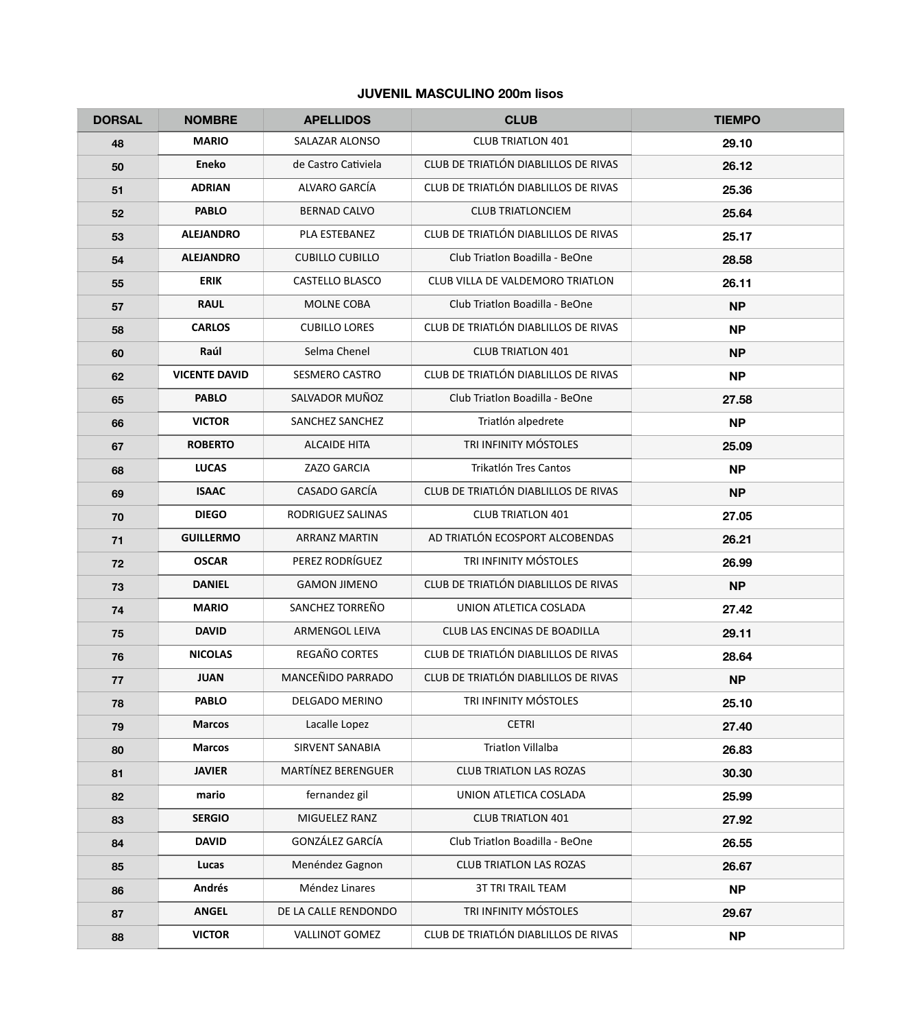## JUVENIL MASCULINO 200m lisos

| DORSAL | NOMBRE | APELLIDOS | CLUB | TIEMPO |
|---|---|---|---|---|
| 48 | MARIO | SALAZAR ALONSO | CLUB TRIATLON 401 | 29.10 |
| 50 | Eneko | de Castro Cativiela | CLUB DE TRIATLÓN DIABLILLOS DE RIVAS | 26.12 |
| 51 | ADRIAN | ALVARO GARCÍA | CLUB DE TRIATLÓN DIABLILLOS DE RIVAS | 25.36 |
| 52 | PABLO | BERNAD CALVO | CLUB TRIATLONCIEM | 25.64 |
| 53 | ALEJANDRO | PLA ESTEBANEZ | CLUB DE TRIATLÓN DIABLILLOS DE RIVAS | 25.17 |
| 54 | ALEJANDRO | CUBILLO CUBILLO | Club Triatlon Boadilla - BeOne | 28.58 |
| 55 | ERIK | CASTELLO BLASCO | CLUB VILLA DE VALDEMORO TRIATLON | 26.11 |
| 57 | RAUL | MOLNE COBA | Club Triatlon Boadilla - BeOne | NP |
| 58 | CARLOS | CUBILLO LORES | CLUB DE TRIATLÓN DIABLILLOS DE RIVAS | NP |
| 60 | Raúl | Selma Chenel | CLUB TRIATLON 401 | NP |
| 62 | VICENTE DAVID | SESMERO CASTRO | CLUB DE TRIATLÓN DIABLILLOS DE RIVAS | NP |
| 65 | PABLO | SALVADOR MUÑOZ | Club Triatlon Boadilla - BeOne | 27.58 |
| 66 | VICTOR | SANCHEZ SANCHEZ | Triatlón alpedrete | NP |
| 67 | ROBERTO | ALCAIDE HITA | TRI INFINITY MÓSTOLES | 25.09 |
| 68 | LUCAS | ZAZO GARCIA | Trikatlón Tres Cantos | NP |
| 69 | ISAAC | CASADO GARCÍA | CLUB DE TRIATLÓN DIABLILLOS DE RIVAS | NP |
| 70 | DIEGO | RODRIGUEZ SALINAS | CLUB TRIATLON 401 | 27.05 |
| 71 | GUILLERMO | ARRANZ MARTIN | AD TRIATLÓN ECOSPORT ALCOBENDAS | 26.21 |
| 72 | OSCAR | PEREZ RODRÍGUEZ | TRI INFINITY MÓSTOLES | 26.99 |
| 73 | DANIEL | GAMON JIMENO | CLUB DE TRIATLÓN DIABLILLOS DE RIVAS | NP |
| 74 | MARIO | SANCHEZ TORREÑO | UNION ATLETICA COSLADA | 27.42 |
| 75 | DAVID | ARMENGOL LEIVA | CLUB LAS ENCINAS DE BOADILLA | 29.11 |
| 76 | NICOLAS | REGAÑO CORTES | CLUB DE TRIATLÓN DIABLILLOS DE RIVAS | 28.64 |
| 77 | JUAN | MANCEÑIDO PARRADO | CLUB DE TRIATLÓN DIABLILLOS DE RIVAS | NP |
| 78 | PABLO | DELGADO MERINO | TRI INFINITY MÓSTOLES | 25.10 |
| 79 | Marcos | Lacalle Lopez | CETRI | 27.40 |
| 80 | Marcos | SIRVENT SANABIA | Triatlon Villalba | 26.83 |
| 81 | JAVIER | MARTÍNEZ BERENGUER | CLUB TRIATLON LAS ROZAS | 30.30 |
| 82 | mario | fernandez gil | UNION ATLETICA COSLADA | 25.99 |
| 83 | SERGIO | MIGUELEZ RANZ | CLUB TRIATLON 401 | 27.92 |
| 84 | DAVID | GONZÁLEZ GARCÍA | Club Triatlon Boadilla - BeOne | 26.55 |
| 85 | Lucas | Menéndez Gagnon | CLUB TRIATLON LAS ROZAS | 26.67 |
| 86 | Andrés | Méndez Linares | 3T TRI TRAIL TEAM | NP |
| 87 | ANGEL | DE LA CALLE RENDONDO | TRI INFINITY MÓSTOLES | 29.67 |
| 88 | VICTOR | VALLINOT GOMEZ | CLUB DE TRIATLÓN DIABLILLOS DE RIVAS | NP |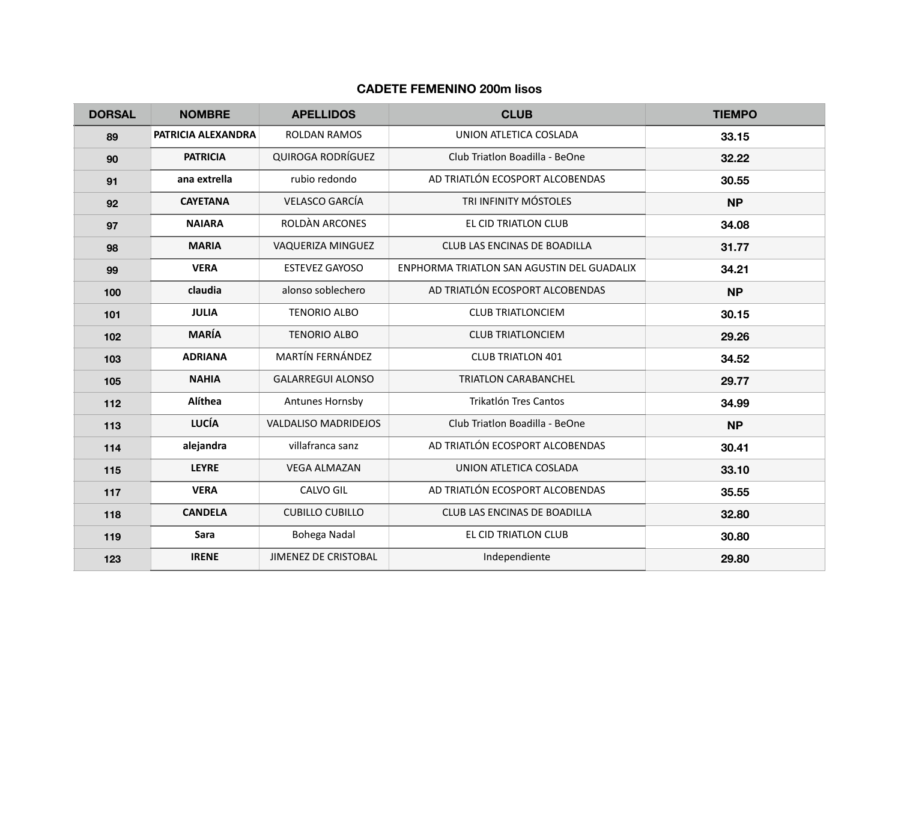### CADETE FEMENINO 200m lisos

| DORSAL | NOMBRE | APELLIDOS | CLUB | TIEMPO |
|---|---|---|---|---|
| 89 | PATRICIA ALEXANDRA | ROLDAN RAMOS | UNION ATLETICA COSLADA | 33.15 |
| 90 | PATRICIA | QUIROGA RODRÍGUEZ | Club Triatlon Boadilla - BeOne | 32.22 |
| 91 | ana extrella | rubio redondo | AD TRIATLÓN ECOSPORT ALCOBENDAS | 30.55 |
| 92 | CAYETANA | VELASCO GARCÍA | TRI INFINITY MÓSTOLES | NP |
| 97 | NAIARA | ROLDÀN ARCONES | EL CID TRIATLON CLUB | 34.08 |
| 98 | MARIA | VAQUERIZA MINGUEZ | CLUB LAS ENCINAS DE BOADILLA | 31.77 |
| 99 | VERA | ESTEVEZ GAYOSO | ENPHORMA TRIATLON SAN AGUSTIN DEL GUADALIX | 34.21 |
| 100 | claudia | alonso soblechero | AD TRIATLÓN ECOSPORT ALCOBENDAS | NP |
| 101 | JULIA | TENORIO ALBO | CLUB TRIATLONCIEM | 30.15 |
| 102 | MARÍA | TENORIO ALBO | CLUB TRIATLONCIEM | 29.26 |
| 103 | ADRIANA | MARTÍN FERNÁNDEZ | CLUB TRIATLON 401 | 34.52 |
| 105 | NAHIA | GALARREGUI ALONSO | TRIATLON CARABANCHEL | 29.77 |
| 112 | Alíthea | Antunes Hornsby | Trikatlón Tres Cantos | 34.99 |
| 113 | LUCÍA | VALDALISO MADRIDEJOS | Club Triatlon Boadilla - BeOne | NP |
| 114 | alejandra | villafranca sanz | AD TRIATLÓN ECOSPORT ALCOBENDAS | 30.41 |
| 115 | LEYRE | VEGA ALMAZAN | UNION ATLETICA COSLADA | 33.10 |
| 117 | VERA | CALVO GIL | AD TRIATLÓN ECOSPORT ALCOBENDAS | 35.55 |
| 118 | CANDELA | CUBILLO CUBILLO | CLUB LAS ENCINAS DE BOADILLA | 32.80 |
| 119 | Sara | Bohega Nadal | EL CID TRIATLON CLUB | 30.80 |
| 123 | IRENE | JIMENEZ DE CRISTOBAL | Independiente | 29.80 |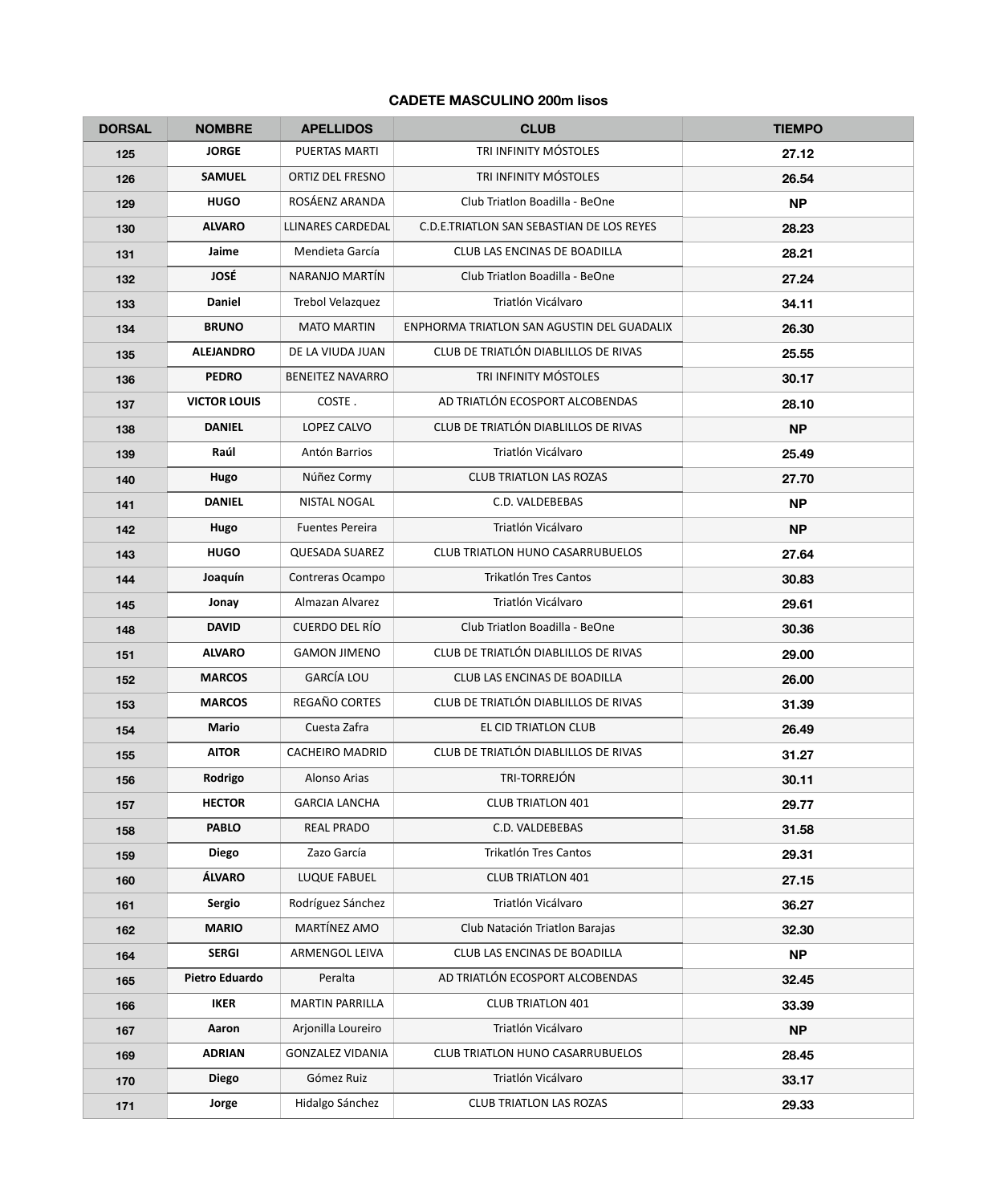### CADETE MASCULINO 200m lisos

| DORSAL | NOMBRE | APELLIDOS | CLUB | TIEMPO |
|---|---|---|---|---|
| 125 | JORGE | PUERTAS MARTI | TRI INFINITY MÓSTOLES | 27.12 |
| 126 | SAMUEL | ORTIZ DEL FRESNO | TRI INFINITY MÓSTOLES | 26.54 |
| 129 | HUGO | ROSÁENZ ARANDA | Club Triatlon Boadilla - BeOne | NP |
| 130 | ALVARO | LLINARES CARDEDAL | C.D.E.TRIATLON SAN SEBASTIAN DE LOS REYES | 28.23 |
| 131 | Jaime | Mendieta García | CLUB LAS ENCINAS DE BOADILLA | 28.21 |
| 132 | JOSÉ | NARANJO MARTÍN | Club Triatlon Boadilla - BeOne | 27.24 |
| 133 | Daniel | Trebol Velazquez | Triatlón Vicálvaro | 34.11 |
| 134 | BRUNO | MATO MARTIN | ENPHORMA TRIATLON SAN AGUSTIN DEL GUADALIX | 26.30 |
| 135 | ALEJANDRO | DE LA VIUDA JUAN | CLUB DE TRIATLÓN DIABLILLOS DE RIVAS | 25.55 |
| 136 | PEDRO | BENEITEZ NAVARRO | TRI INFINITY MÓSTOLES | 30.17 |
| 137 | VICTOR LOUIS | COSTE . | AD TRIATLÓN ECOSPORT ALCOBENDAS | 28.10 |
| 138 | DANIEL | LOPEZ CALVO | CLUB DE TRIATLÓN DIABLILLOS DE RIVAS | NP |
| 139 | Raúl | Antón Barrios | Triatlón Vicálvaro | 25.49 |
| 140 | Hugo | Núñez Cormy | CLUB TRIATLON LAS ROZAS | 27.70 |
| 141 | DANIEL | NISTAL NOGAL | C.D. VALDEBEBAS | NP |
| 142 | Hugo | Fuentes Pereira | Triatlón Vicálvaro | NP |
| 143 | HUGO | QUESADA SUAREZ | CLUB TRIATLON HUNO CASARRUBUELOS | 27.64 |
| 144 | Joaquín | Contreras Ocampo | Trikatlón Tres Cantos | 30.83 |
| 145 | Jonay | Almazan Alvarez | Triatlón Vicálvaro | 29.61 |
| 148 | DAVID | CUERDO DEL RÍO | Club Triatlon Boadilla - BeOne | 30.36 |
| 151 | ALVARO | GAMON JIMENO | CLUB DE TRIATLÓN DIABLILLOS DE RIVAS | 29.00 |
| 152 | MARCOS | GARCÍA LOU | CLUB LAS ENCINAS DE BOADILLA | 26.00 |
| 153 | MARCOS | REGAÑO CORTES | CLUB DE TRIATLÓN DIABLILLOS DE RIVAS | 31.39 |
| 154 | Mario | Cuesta Zafra | EL CID TRIATLON CLUB | 26.49 |
| 155 | AITOR | CACHEIRO MADRID | CLUB DE TRIATLÓN DIABLILLOS DE RIVAS | 31.27 |
| 156 | Rodrigo | Alonso Arias | TRI-TORREJÓN | 30.11 |
| 157 | HECTOR | GARCIA LANCHA | CLUB TRIATLON 401 | 29.77 |
| 158 | PABLO | REAL PRADO | C.D. VALDEBEBAS | 31.58 |
| 159 | Diego | Zazo García | Trikatlón Tres Cantos | 29.31 |
| 160 | ÁLVARO | LUQUE FABUEL | CLUB TRIATLON 401 | 27.15 |
| 161 | Sergio | Rodríguez Sánchez | Triatlón Vicálvaro | 36.27 |
| 162 | MARIO | MARTÍNEZ AMO | Club Natación Triatlon Barajas | 32.30 |
| 164 | SERGI | ARMENGOL LEIVA | CLUB LAS ENCINAS DE BOADILLA | NP |
| 165 | Pietro Eduardo | Peralta | AD TRIATLÓN ECOSPORT ALCOBENDAS | 32.45 |
| 166 | IKER | MARTIN PARRILLA | CLUB TRIATLON 401 | 33.39 |
| 167 | Aaron | Arjonilla Loureiro | Triatlón Vicálvaro | NP |
| 169 | ADRIAN | GONZALEZ VIDANIA | CLUB TRIATLON HUNO CASARRUBUELOS | 28.45 |
| 170 | Diego | Gómez Ruiz | Triatlón Vicálvaro | 33.17 |
| 171 | Jorge | Hidalgo Sánchez | CLUB TRIATLON LAS ROZAS | 29.33 |